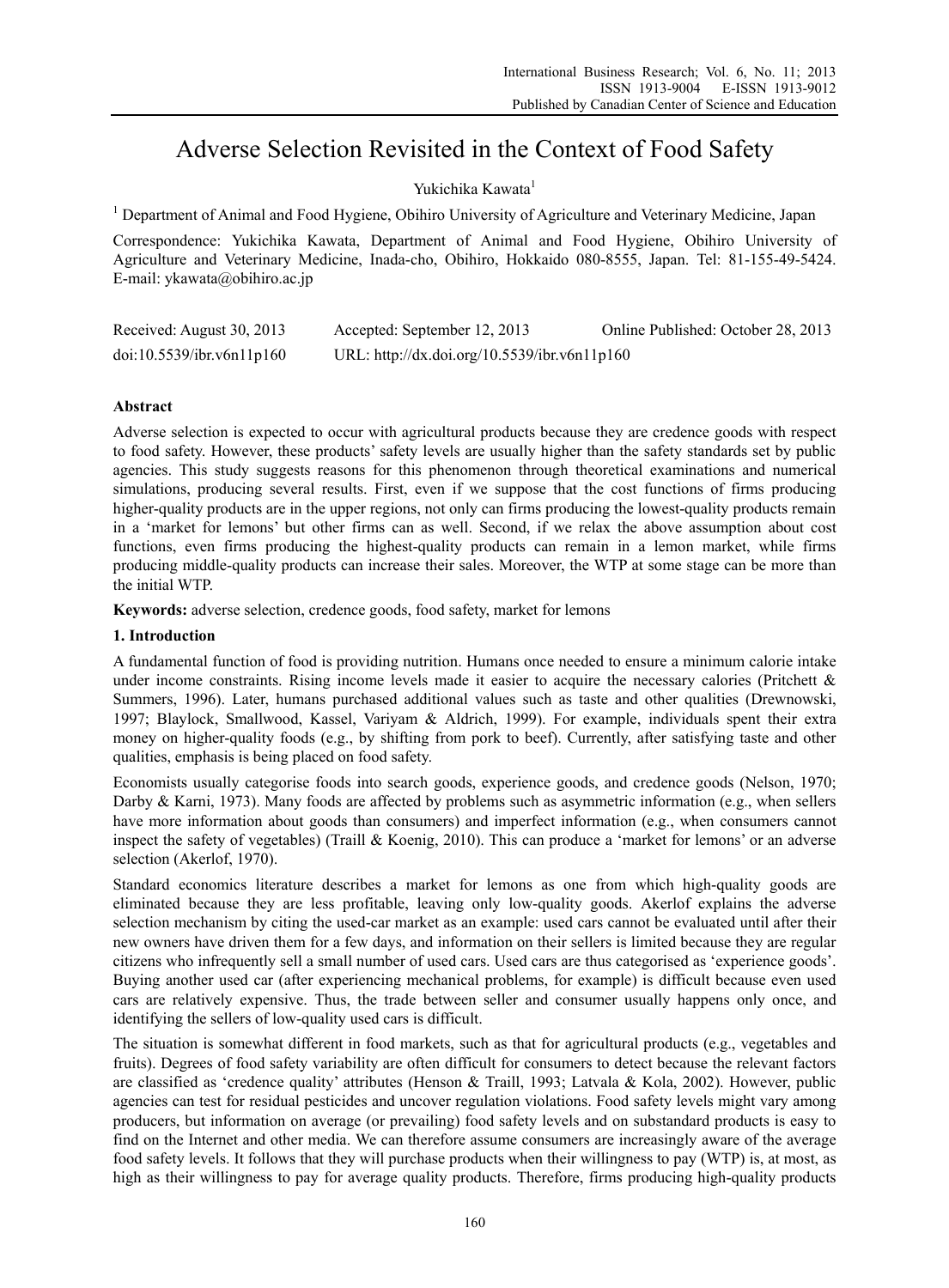# Adverse Selection Revisited in the Context of Food Safety

Yukichika Kawata[1]

[1] Department of Animal and Food Hygiene, Obihiro University of Agriculture and Veterinary Medicine, Japan

Correspondence: Yukichika Kawata, Department of Animal and Food Hygiene, Obihiro University of Agriculture and Veterinary Medicine, Inada-cho, Obihiro, Hokkaido 080-8555, Japan. Tel: 81-155-49-5424. E-mail: ykawata@obihiro.ac.jp

| Received: August 30, 2013 | Accepted: September 12, 2013 | Online Published: October 28, 2013 |
|---|---|---|
| doi:10.5539/ibr.v6n11p160 | URL: http://dx.doi.org/10.5539/ibr.v6n11p160 | |

## Abstract

Adverse selection is expected to occur with agricultural products because they are credence goods with respect to food safety. However, these products' safety levels are usually higher than the safety standards set by public agencies. This study suggests reasons for this phenomenon through theoretical examinations and numerical simulations, producing several results. First, even if we suppose that the cost functions of firms producing higher-quality products are in the upper regions, not only can firms producing the lowest-quality products remain in a 'market for lemons' but other firms can as well. Second, if we relax the above assumption about cost functions, even firms producing the highest-quality products can remain in a lemon market, while firms producing middle-quality products can increase their sales. Moreover, the WTP at some stage can be more than the initial WTP.

**Keywords:** adverse selection, credence goods, food safety, market for lemons

## 1. Introduction

A fundamental function of food is providing nutrition. Humans once needed to ensure a minimum calorie intake under income constraints. Rising income levels made it easier to acquire the necessary calories (Pritchett & Summers, 1996). Later, humans purchased additional values such as taste and other qualities (Drewnowski, 1997; Blaylock, Smallwood, Kassel, Variyam & Aldrich, 1999). For example, individuals spent their extra money on higher-quality foods (e.g., by shifting from pork to beef). Currently, after satisfying taste and other qualities, emphasis is being placed on food safety.

Economists usually categorise foods into search goods, experience goods, and credence goods (Nelson, 1970; Darby & Karni, 1973). Many foods are affected by problems such as asymmetric information (e.g., when sellers have more information about goods than consumers) and imperfect information (e.g., when consumers cannot inspect the safety of vegetables) (Traill & Koenig, 2010). This can produce a 'market for lemons' or an adverse selection (Akerlof, 1970).

Standard economics literature describes a market for lemons as one from which high-quality goods are eliminated because they are less profitable, leaving only low-quality goods. Akerlof explains the adverse selection mechanism by citing the used-car market as an example: used cars cannot be evaluated until after their new owners have driven them for a few days, and information on their sellers is limited because they are regular citizens who infrequently sell a small number of used cars. Used cars are thus categorised as 'experience goods'. Buying another used car (after experiencing mechanical problems, for example) is difficult because even used cars are relatively expensive. Thus, the trade between seller and consumer usually happens only once, and identifying the sellers of low-quality used cars is difficult.

The situation is somewhat different in food markets, such as that for agricultural products (e.g., vegetables and fruits). Degrees of food safety variability are often difficult for consumers to detect because the relevant factors are classified as 'credence quality' attributes (Henson & Traill, 1993; Latvala & Kola, 2002). However, public agencies can test for residual pesticides and uncover regulation violations. Food safety levels might vary among producers, but information on average (or prevailing) food safety levels and on substandard products is easy to find on the Internet and other media. We can therefore assume consumers are increasingly aware of the average food safety levels. It follows that they will purchase products when their willingness to pay (WTP) is, at most, as high as their willingness to pay for average quality products. Therefore, firms producing high-quality products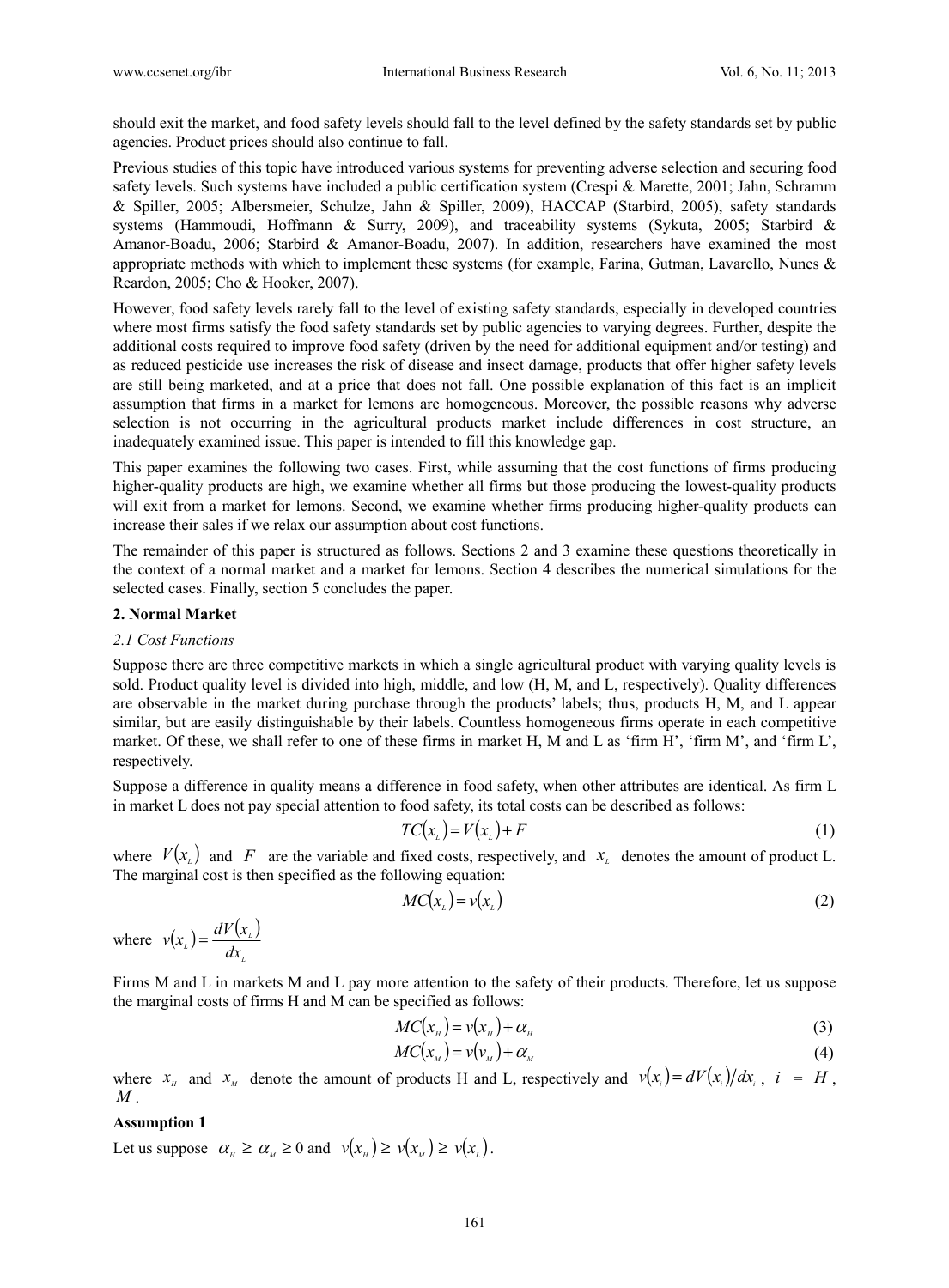should exit the market, and food safety levels should fall to the level defined by the safety standards set by public agencies. Product prices should also continue to fall.

Previous studies of this topic have introduced various systems for preventing adverse selection and securing food safety levels. Such systems have included a public certification system (Crespi & Marette, 2001; Jahn, Schramm & Spiller, 2005; Albersmeier, Schulze, Jahn & Spiller, 2009), HACCAP (Starbird, 2005), safety standards systems (Hammoudi, Hoffmann & Surry, 2009), and traceability systems (Sykuta, 2005; Starbird & Amanor-Boadu, 2006; Starbird & Amanor-Boadu, 2007). In addition, researchers have examined the most appropriate methods with which to implement these systems (for example, Farina, Gutman, Lavarello, Nunes & Reardon, 2005; Cho & Hooker, 2007).

However, food safety levels rarely fall to the level of existing safety standards, especially in developed countries where most firms satisfy the food safety standards set by public agencies to varying degrees. Further, despite the additional costs required to improve food safety (driven by the need for additional equipment and/or testing) and as reduced pesticide use increases the risk of disease and insect damage, products that offer higher safety levels are still being marketed, and at a price that does not fall. One possible explanation of this fact is an implicit assumption that firms in a market for lemons are homogeneous. Moreover, the possible reasons why adverse selection is not occurring in the agricultural products market include differences in cost structure, an inadequately examined issue. This paper is intended to fill this knowledge gap.

This paper examines the following two cases. First, while assuming that the cost functions of firms producing higher-quality products are high, we examine whether all firms but those producing the lowest-quality products will exit from a market for lemons. Second, we examine whether firms producing higher-quality products can increase their sales if we relax our assumption about cost functions.

The remainder of this paper is structured as follows. Sections 2 and 3 examine these questions theoretically in the context of a normal market and a market for lemons. Section 4 describes the numerical simulations for the selected cases. Finally, section 5 concludes the paper.

## 2. Normal Market

### 2.1 Cost Functions

Suppose there are three competitive markets in which a single agricultural product with varying quality levels is sold. Product quality level is divided into high, middle, and low (H, M, and L, respectively). Quality differences are observable in the market during purchase through the products' labels; thus, products H, M, and L appear similar, but are easily distinguishable by their labels. Countless homogeneous firms operate in each competitive market. Of these, we shall refer to one of these firms in market H, M and L as 'firm H', 'firm M', and 'firm L', respectively.

Suppose a difference in quality means a difference in food safety, when other attributes are identical. As firm L in market L does not pay special attention to food safety, its total costs can be described as follows:

$$TC(x_L) = V(x_L) + F \tag{1}$$

where $V(x_L)$ and $F$ are the variable and fixed costs, respectively, and $x_L$ denotes the amount of product L. The marginal cost is then specified as the following equation:

$$MC(x_L) = v(x_L) \tag{2}$$

where $v(x_L) = \dfrac{dV(x_L)}{dx_L}$

Firms M and L in markets M and L pay more attention to the safety of their products. Therefore, let us suppose the marginal costs of firms H and M can be specified as follows:

$$MC(x_H) = v(x_H) + \alpha_H \tag{3}$$

$$MC(x_M) = v(v_M) + \alpha_M \tag{4}$$

where $x_H$ and $x_M$ denote the amount of products H and L, respectively and $v(x_i) = dV(x_i)/dx_i$, $i = H$, $M$.

**Assumption 1**

Let us suppose $\alpha_H \geq \alpha_M \geq 0$ and $v(x_H) \geq v(x_M) \geq v(x_L)$.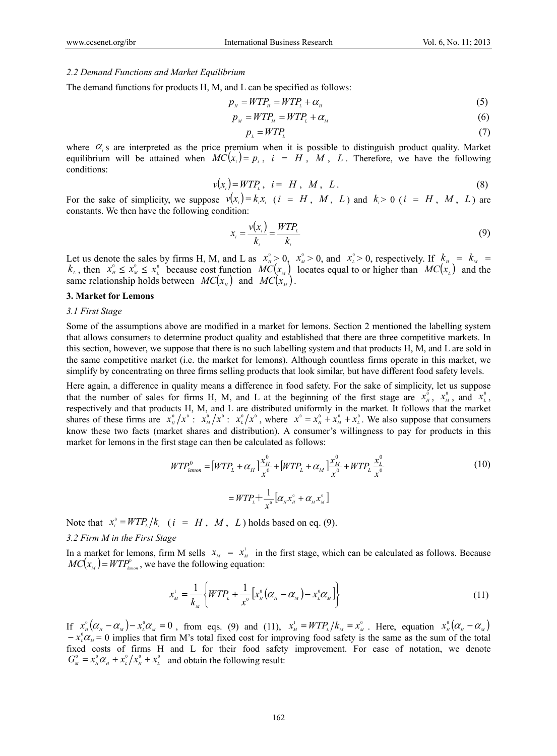*2.2 Demand Functions and Market Equilibrium*

The demand functions for products H, M, and L can be specified as follows:

$$p_H = WTP_H = WTP_L + \alpha_H \tag{5}$$

$$p_M = WTP_M = WTP_L + \alpha_M \tag{6}$$

$$p_L = WTP_L \tag{7}$$

where $\alpha_i$ s are interpreted as the price premium when it is possible to distinguish product quality. Market equilibrium will be attained when $MC(x_i) = p_i$, $i$ = $H$, $M$, $L$. Therefore, we have the following conditions:

$$v(x_i) = WTP_L,\ \ i = H,\ M,\ L. \tag{8}$$

For the sake of simplicity, we suppose $v(x_i) = k_i x_i$ ($i$ = $H$, $M$, $L$) and $k_i > 0$ ($i$ = $H$, $M$, $L$) are constants. We then have the following condition:

$$x_i = \frac{v(x_i)}{k_i} = \frac{WTP_L}{k_i} \tag{9}$$

Let us denote the sales by firms H, M, and L as $x_H^0 > 0$, $x_M^0 > 0$, and $x_L^0 > 0$, respectively. If $k_H$ = $k_M$ = $k_L$, then $x_H^0 \le x_M^0 \le x_L^0$ because cost function $MC(x_M)$ locates equal to or higher than $MC(x_L)$ and the same relationship holds between $MC(x_H)$ and $MC(x_M)$.

### 3. Market for Lemons

*3.1 First Stage*

Some of the assumptions above are modified in a market for lemons. Section 2 mentioned the labelling system that allows consumers to determine product quality and established that there are three competitive markets. In this section, however, we suppose that there is no such labelling system and that products H, M, and L are sold in the same competitive market (i.e. the market for lemons). Although countless firms operate in this market, we simplify by concentrating on three firms selling products that look similar, but have different food safety levels.

Here again, a difference in quality means a difference in food safety. For the sake of simplicity, let us suppose that the number of sales for firms H, M, and L at the beginning of the first stage are $x_H^0$, $x_M^0$, and $x_L^0$, respectively and that products H, M, and L are distributed uniformly in the market. It follows that the market shares of these firms are $x_H^0/x^0$ : $x_M^0/x^0$ : $x_L^0/x^0$, where $x^0 = x_H^0 + x_M^0 + x_L^0$. We also suppose that consumers know these two facts (market shares and distribution). A consumer's willingness to pay for products in this market for lemons in the first stage can then be calculated as follows:

$$WTP_{lemon}^0 = [WTP_L + \alpha_H]\frac{x_H^0}{x^0} + [WTP_L + \alpha_M]\frac{x_M^0}{x^0} + WTP_L\frac{x_L^0}{x^0} \tag{10}$$

$$= WTP_L + \frac{1}{x^0}\left[\alpha_H x_H^0 + \alpha_M x_M^0\right]$$

Note that $x_i^0 = WTP_L/k_i$ ($i$ = $H$, $M$, $L$) holds based on eq. (9).

*3.2 Firm M in the First Stage*

In a market for lemons, firm M sells $x_M$ = $x_M^1$ in the first stage, which can be calculated as follows. Because $MC(x_M) = WTP_{lemon}^0$, we have the following equation:

$$x_M^1 = \frac{1}{k_M}\left\{WTP_L + \frac{1}{x^0}\left[x_H^0(\alpha_H - \alpha_M) - x_L^0\alpha_M\right]\right\} \tag{11}$$

If $x_H^0(\alpha_H - \alpha_M) - x_L^0\alpha_M = 0$, from eqs. (9) and (11), $x_M^1 = WTP_L/k_M = x_M^0$. Here, equation $x_H^0(\alpha_H - \alpha_M)$ $- x_L^0\alpha_M = 0$ implies that firm M's total fixed cost for improving food safety is the same as the sum of the total fixed costs of firms H and L for their food safety improvement. For ease of notation, we denote $G_M^0 = x_H^0\alpha_H + x_L^0/x_H^0 + x_L^0$ and obtain the following result: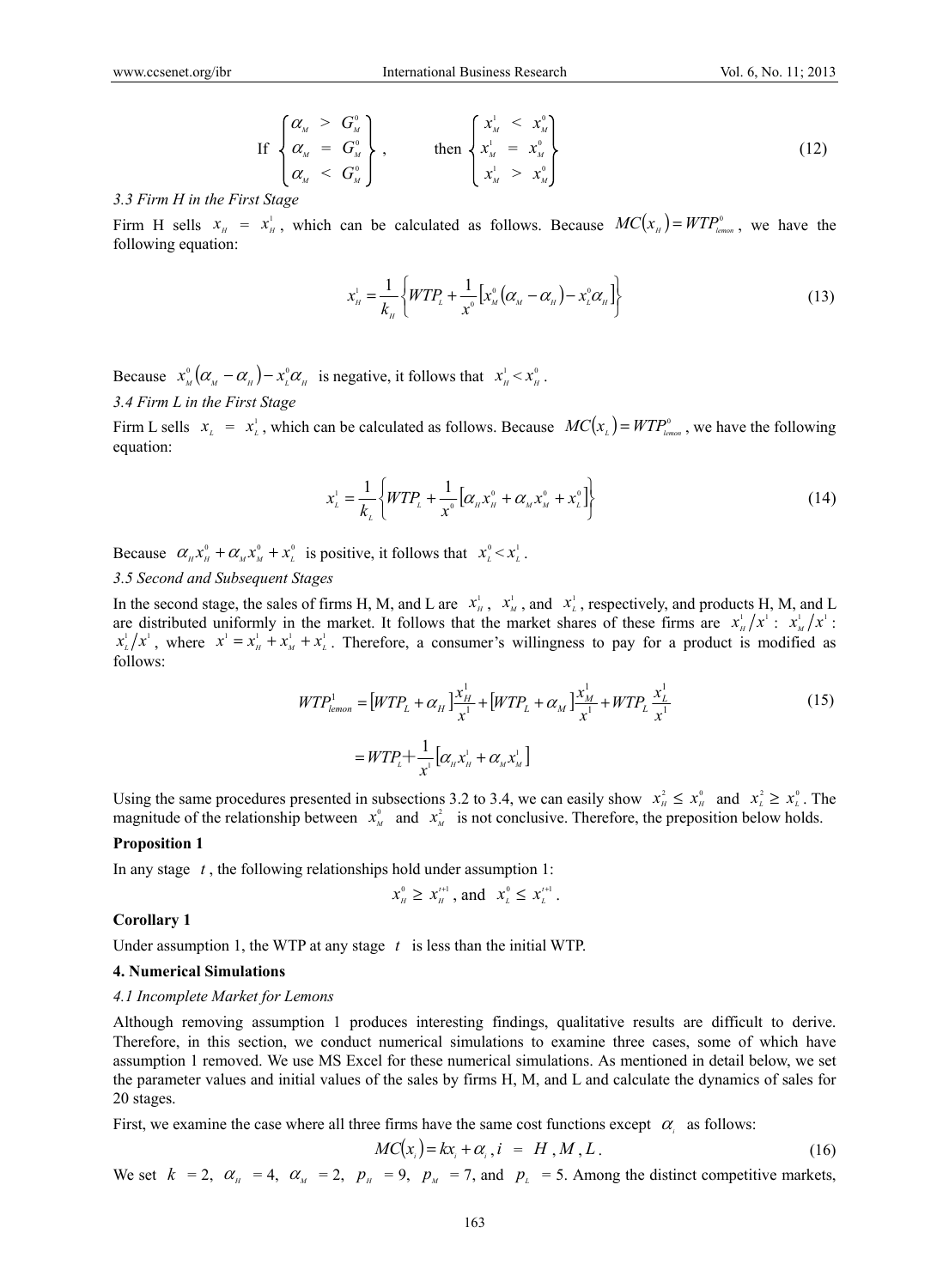$$\text{If } \begin{Bmatrix} \alpha_M > G_M^0 \\ \alpha_M = G_M^0 \\ \alpha_M < G_M^0 \end{Bmatrix}, \qquad \text{then } \begin{Bmatrix} x_M^1 < x_M^0 \\ x_M^1 = x_M^0 \\ x_M^1 > x_M^0 \end{Bmatrix} \tag{12}$$

### *3.3 Firm H in the First Stage*

Firm H sells $x_H = x_H^1$, which can be calculated as follows. Because $MC(x_H) = WTP_{lemon}^0$, we have the following equation:

$$x_H^1 = \frac{1}{k_H}\left\{WTP_L + \frac{1}{x^0}\left[x_M^0(\alpha_M - \alpha_H) - x_L^0 \alpha_H\right]\right\} \tag{13}$$

Because $x_M^0(\alpha_M - \alpha_H) - x_L^0 \alpha_H$ is negative, it follows that $x_H^1 < x_H^0$.

### *3.4 Firm L in the First Stage*

Firm L sells $x_L = x_L^1$, which can be calculated as follows. Because $MC(x_L) = WTP_{lemon}^0$, we have the following equation:

$$x_L^1 = \frac{1}{k_L}\left\{WTP_L + \frac{1}{x^0}\left[\alpha_H x_H^0 + \alpha_M x_M^0 + x_L^0\right]\right\} \tag{14}$$

Because $\alpha_H x_H^0 + \alpha_M x_M^0 + x_L^0$ is positive, it follows that $x_L^0 < x_L^1$.

### *3.5 Second and Subsequent Stages*

In the second stage, the sales of firms H, M, and L are $x_H^1$, $x_M^1$, and $x_L^1$, respectively, and products H, M, and L are distributed uniformly in the market. It follows that the market shares of these firms are $x_H^1/x^1$ : $x_M^1/x^1$ : $x_L^1/x^1$, where $x^1 = x_H^1 + x_M^1 + x_L^1$. Therefore, a consumer's willingness to pay for a product is modified as follows:

$$\begin{aligned} WTP_{lemon}^1 &= [WTP_L + \alpha_H]\frac{x_H^1}{x^1} + [WTP_L + \alpha_M]\frac{x_M^1}{x^1} + WTP_L \frac{x_L^1}{x^1} \\ &= WTP_L + \frac{1}{x^1}\left[\alpha_H x_H^1 + \alpha_M x_M^1\right] \end{aligned} \tag{15}$$

Using the same procedures presented in subsections 3.2 to 3.4, we can easily show $x_H^2 \le x_H^0$ and $x_L^2 \ge x_L^0$. The magnitude of the relationship between $x_M^0$ and $x_M^2$ is not conclusive. Therefore, the preposition below holds.

**Proposition 1**

In any stage $t$, the following relationships hold under assumption 1:

$$x_H^0 \ge x_H^{t+1}, \text{ and } x_L^0 \le x_L^{t+1}.$$

**Corollary 1**

Under assumption 1, the WTP at any stage $t$ is less than the initial WTP.

## 4. Numerical Simulations

### *4.1 Incomplete Market for Lemons*

Although removing assumption 1 produces interesting findings, qualitative results are difficult to derive. Therefore, in this section, we conduct numerical simulations to examine three cases, some of which have assumption 1 removed. We use MS Excel for these numerical simulations. As mentioned in detail below, we set the parameter values and initial values of the sales by firms H, M, and L and calculate the dynamics of sales for 20 stages.

First, we examine the case where all three firms have the same cost functions except $\alpha_i$ as follows:

$$MC(x_i) = kx_i + \alpha_i, i = H, M, L. \tag{16}$$

We set $k = 2$, $\alpha_H = 4$, $\alpha_M = 2$, $p_H = 9$, $p_M = 7$, and $p_L = 5$. Among the distinct competitive markets,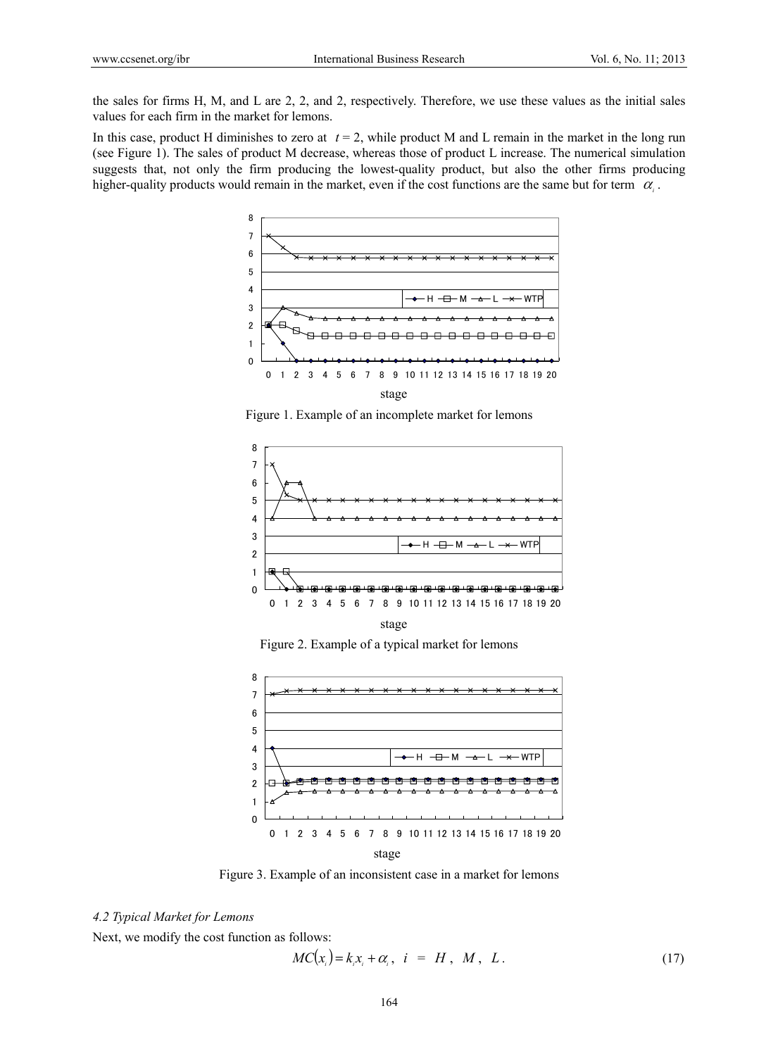the sales for firms H, M, and L are 2, 2, and 2, respectively. Therefore, we use these values as the initial sales values for each firm in the market for lemons.

In this case, product H diminishes to zero at $t = 2$, while product M and L remain in the market in the long run (see Figure 1). The sales of product M decrease, whereas those of product L increase. The numerical simulation suggests that, not only the firm producing the lowest-quality product, but also the other firms producing higher-quality products would remain in the market, even if the cost functions are the same but for term $\alpha_i$.

Figure 1. Example of an incomplete market for lemons

Figure 2. Example of a typical market for lemons

Figure 3. Example of an inconsistent case in a market for lemons

### 4.2 Typical Market for Lemons

Next, we modify the cost function as follows:

$$MC(x_i) = k_i x_i + \alpha_i, \quad i = H, M, L. \tag{17}$$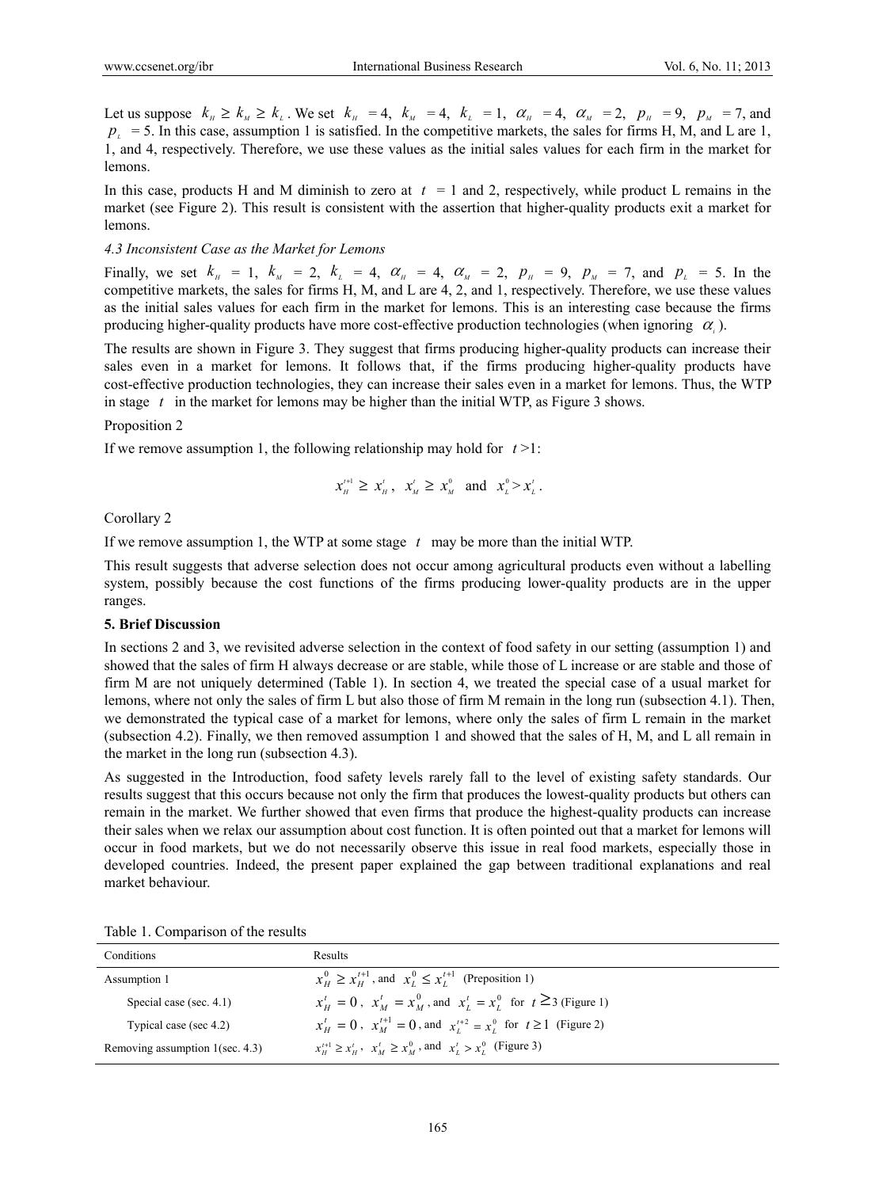Let us suppose $k_H \geq k_M \geq k_L$. We set $k_H = 4$, $k_M = 4$, $k_L = 1$, $\alpha_H = 4$, $\alpha_M = 2$, $p_H = 9$, $p_M = 7$, and $p_L = 5$. In this case, assumption 1 is satisfied. In the competitive markets, the sales for firms H, M, and L are 1, 1, and 4, respectively. Therefore, we use these values as the initial sales values for each firm in the market for lemons.

In this case, products H and M diminish to zero at $t = 1$ and 2, respectively, while product L remains in the market (see Figure 2). This result is consistent with the assertion that higher-quality products exit a market for lemons.

### *4.3 Inconsistent Case as the Market for Lemons*

Finally, we set $k_H = 1$, $k_M = 2$, $k_L = 4$, $\alpha_H = 4$, $\alpha_M = 2$, $p_H = 9$, $p_M = 7$, and $p_L = 5$. In the competitive markets, the sales for firms H, M, and L are 4, 2, and 1, respectively. Therefore, we use these values as the initial sales values for each firm in the market for lemons. This is an interesting case because the firms producing higher-quality products have more cost-effective production technologies (when ignoring $\alpha_i$).

The results are shown in Figure 3. They suggest that firms producing higher-quality products can increase their sales even in a market for lemons. It follows that, if the firms producing higher-quality products have cost-effective production technologies, they can increase their sales even in a market for lemons. Thus, the WTP in stage $t$ in the market for lemons may be higher than the initial WTP, as Figure 3 shows.

Proposition 2

If we remove assumption 1, the following relationship may hold for $t > 1$:

$$x_H^{t+1} \geq x_H^t, \quad x_M^t \geq x_M^0 \quad \text{and} \quad x_L^0 > x_L^t.$$

Corollary 2

If we remove assumption 1, the WTP at some stage $t$ may be more than the initial WTP.

This result suggests that adverse selection does not occur among agricultural products even without a labelling system, possibly because the cost functions of the firms producing lower-quality products are in the upper ranges.

## 5. Brief Discussion

In sections 2 and 3, we revisited adverse selection in the context of food safety in our setting (assumption 1) and showed that the sales of firm H always decrease or are stable, while those of L increase or are stable and those of firm M are not uniquely determined (Table 1). In section 4, we treated the special case of a usual market for lemons, where not only the sales of firm L but also those of firm M remain in the long run (subsection 4.1). Then, we demonstrated the typical case of a market for lemons, where only the sales of firm L remain in the market (subsection 4.2). Finally, we then removed assumption 1 and showed that the sales of H, M, and L all remain in the market in the long run (subsection 4.3).

As suggested in the Introduction, food safety levels rarely fall to the level of existing safety standards. Our results suggest that this occurs because not only the firm that produces the lowest-quality products but others can remain in the market. We further showed that even firms that produce the highest-quality products can increase their sales when we relax our assumption about cost function. It is often pointed out that a market for lemons will occur in food markets, but we do not necessarily observe this issue in real food markets, especially those in developed countries. Indeed, the present paper explained the gap between traditional explanations and real market behaviour.

Table 1. Comparison of the results

| Conditions | Results |
| --- | --- |
| Assumption 1 | $x_H^0 \geq x_H^{t+1}$, and $x_L^0 \leq x_L^{t+1}$ (Proposition 1) |
| Special case (sec. 4.1) | $x_H^t = 0$, $x_M^t = x_M^0$, and $x_L^t = x_L^0$ for $t \geq 3$ (Figure 1) |
| Typical case (sec 4.2) | $x_H^t = 0$, $x_M^{t+1} = 0$, and $x_L^{t+2} = x_L^0$ for $t \geq 1$ (Figure 2) |
| Removing assumption 1(sec. 4.3) | $x_H^{t+1} \geq x_H^t$, $x_M^t \geq x_M^0$, and $x_L^t > x_L^0$ (Figure 3) |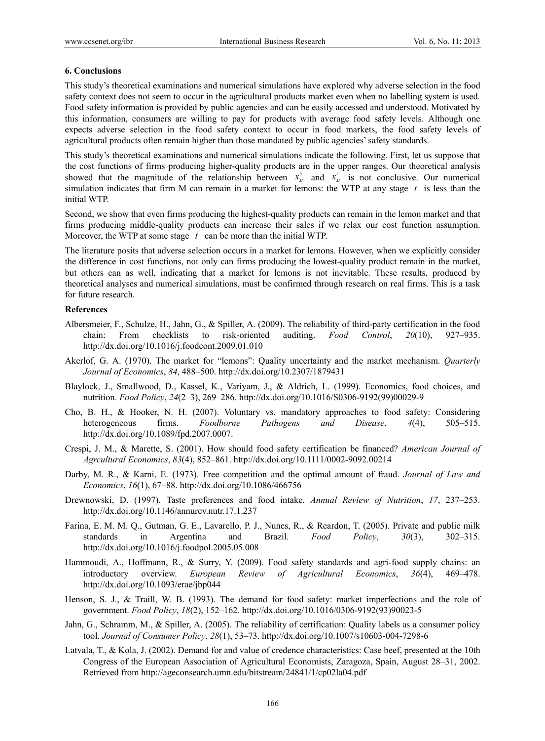## 6. Conclusions

This study's theoretical examinations and numerical simulations have explored why adverse selection in the food safety context does not seem to occur in the agricultural products market even when no labelling system is used. Food safety information is provided by public agencies and can be easily accessed and understood. Motivated by this information, consumers are willing to pay for products with average food safety levels. Although one expects adverse selection in the food safety context to occur in food markets, the food safety levels of agricultural products often remain higher than those mandated by public agencies' safety standards.

This study's theoretical examinations and numerical simulations indicate the following. First, let us suppose that the cost functions of firms producing higher-quality products are in the upper ranges. Our theoretical analysis showed that the magnitude of the relationship between $x_M^0$ and $x_M^t$ is not conclusive. Our numerical simulation indicates that firm M can remain in a market for lemons: the WTP at any stage $t$ is less than the initial WTP.

Second, we show that even firms producing the highest-quality products can remain in the lemon market and that firms producing middle-quality products can increase their sales if we relax our cost function assumption. Moreover, the WTP at some stage $t$ can be more than the initial WTP.

The literature posits that adverse selection occurs in a market for lemons. However, when we explicitly consider the difference in cost functions, not only can firms producing the lowest-quality product remain in the market, but others can as well, indicating that a market for lemons is not inevitable. These results, produced by theoretical analyses and numerical simulations, must be confirmed through research on real firms. This is a task for future research.

## References

Albersmeier, F., Schulze, H., Jahn, G., & Spiller, A. (2009). The reliability of third-party certification in the food chain: From checklists to risk-oriented auditing. *Food Control*, *20*(10), 927–935. http://dx.doi.org/10.1016/j.foodcont.2009.01.010

Akerlof, G. A. (1970). The market for "lemons": Quality uncertainty and the market mechanism. *Quarterly Journal of Economics*, *84*, 488–500. http://dx.doi.org/10.2307/1879431

Blaylock, J., Smallwood, D., Kassel, K., Variyam, J., & Aldrich, L. (1999). Economics, food choices, and nutrition. *Food Policy*, *24*(2–3), 269–286. http://dx.doi.org/10.1016/S0306-9192(99)00029-9

Cho, B. H., & Hooker, N. H. (2007). Voluntary vs. mandatory approaches to food safety: Considering heterogeneous firms. *Foodborne Pathogens and Disease*, *4*(4), 505–515. http://dx.doi.org/10.1089/fpd.2007.0007.

Crespi, J. M., & Marette, S. (2001). How should food safety certification be financed? *American Journal of Agrcultural Economics*, *83*(4), 852–861. http://dx.doi.org/10.1111/0002-9092.00214

Darby, M. R., & Karni, E. (1973). Free competition and the optimal amount of fraud. *Journal of Law and Economics*, *16*(1), 67–88. http://dx.doi.org/10.1086/466756

Drewnowski, D. (1997). Taste preferences and food intake. *Annual Review of Nutrition*, *17*, 237–253. http://dx.doi.org/10.1146/annurev.nutr.17.1.237

Farina, E. M. M. Q., Gutman, G. E., Lavarello, P. J., Nunes, R., & Reardon, T. (2005). Private and public milk standards in Argentina and Brazil. *Food Policy*, *30*(3), 302–315. http://dx.doi.org/10.1016/j.foodpol.2005.05.008

Hammoudi, A., Hoffmann, R., Surry, Y. (2009). Food safety standards and agri-food supply chains: an introductory overview. *European Review of Agricultural Economics*, *36*(4), 469–478. http://dx.doi.org/10.1093/erae/jbp044

Henson, S. J., & Traill, W. B. (1993). The demand for food safety: market imperfections and the role of government. *Food Policy*, *18*(2), 152–162. http://dx.doi.org/10.1016/0306-9192(93)90023-5

Jahn, G., Schramm, M., & Spiller, A. (2005). The reliability of certification: Quality labels as a consumer policy tool. *Journal of Consumer Policy*, *28*(1), 53–73. http://dx.doi.org/10.1007/s10603-004-7298-6

Latvala, T., & Kola, J. (2002). Demand for and value of credence characteristics: Case beef, presented at the 10th Congress of the European Association of Agricultural Economists, Zaragoza, Spain, August 28–31, 2002. Retrieved from http://ageconsearch.umn.edu/bitstream/24841/1/cp02la04.pdf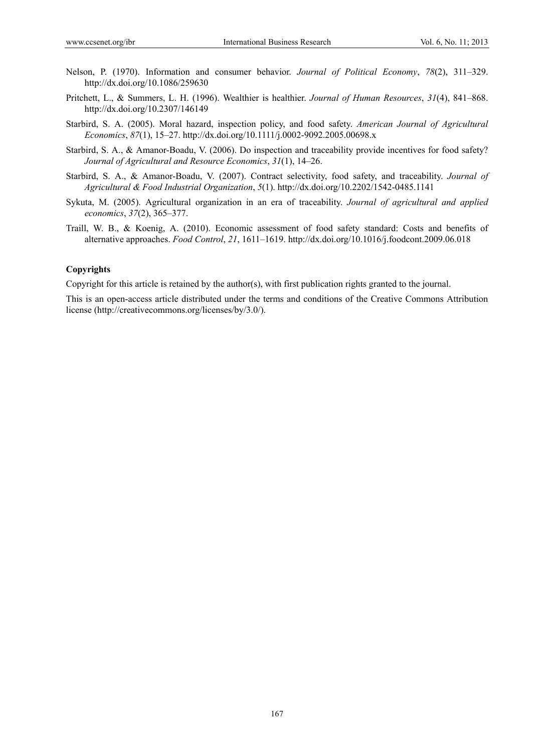Nelson, P. (1970). Information and consumer behavior. *Journal of Political Economy*, *78*(2), 311–329. http://dx.doi.org/10.1086/259630

Pritchett, L., & Summers, L. H. (1996). Wealthier is healthier. *Journal of Human Resources*, *31*(4), 841–868. http://dx.doi.org/10.2307/146149

Starbird, S. A. (2005). Moral hazard, inspection policy, and food safety. *American Journal of Agricultural Economics*, *87*(1), 15–27. http://dx.doi.org/10.1111/j.0002-9092.2005.00698.x

Starbird, S. A., & Amanor-Boadu, V. (2006). Do inspection and traceability provide incentives for food safety? *Journal of Agricultural and Resource Economics*, *31*(1), 14–26.

Starbird, S. A., & Amanor-Boadu, V. (2007). Contract selectivity, food safety, and traceability. *Journal of Agricultural & Food Industrial Organization*, *5*(1). http://dx.doi.org/10.2202/1542-0485.1141

Sykuta, M. (2005). Agricultural organization in an era of traceability. *Journal of agricultural and applied economics*, *37*(2), 365–377.

Traill, W. B., & Koenig, A. (2010). Economic assessment of food safety standard: Costs and benefits of alternative approaches. *Food Control*, *21*, 1611–1619. http://dx.doi.org/10.1016/j.foodcont.2009.06.018

**Copyrights**

Copyright for this article is retained by the author(s), with first publication rights granted to the journal.

This is an open-access article distributed under the terms and conditions of the Creative Commons Attribution license (http://creativecommons.org/licenses/by/3.0/).